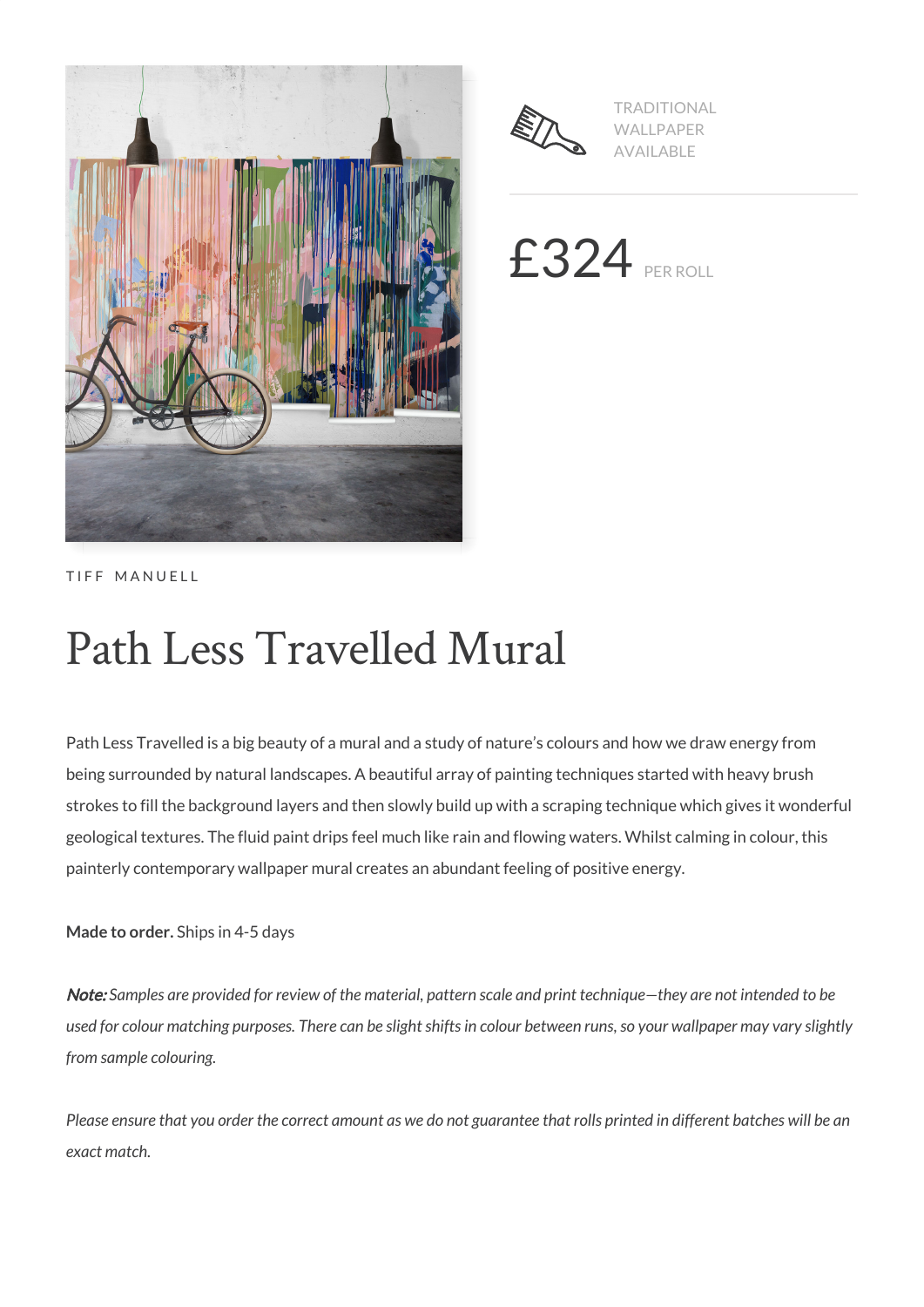TRADITIONAL WALLPAPER AVAILABLE

£324 PER ROLL

TIFF MANUELL

# Path Less Travelled Mural

Path Less Travelled is a big beauty of a mural and a study of nature's colours and how we draw energy from being surrounded by natural landscapes. A beautiful array of painting techniques started with heavy brush strokes to fill the background layers and then slowly build up with a scraping technique which gives it wonderful geological textures. The fluid paint drips feel much like rain and flowing waters. Whilst calming in colour, this painterly contemporary wallpaper mural creates an abundant feeling of positive energy.

**Made to order.** Ships in 4-5 days

***Note:*** *Samples are provided for review of the material, pattern scale and print technique—they are not intended to be used for colour matching purposes. There can be slight shifts in colour between runs, so your wallpaper may vary slightly from sample colouring.*

*Please ensure that you order the correct amount as we do not guarantee that rolls printed in different batches will be an exact match.*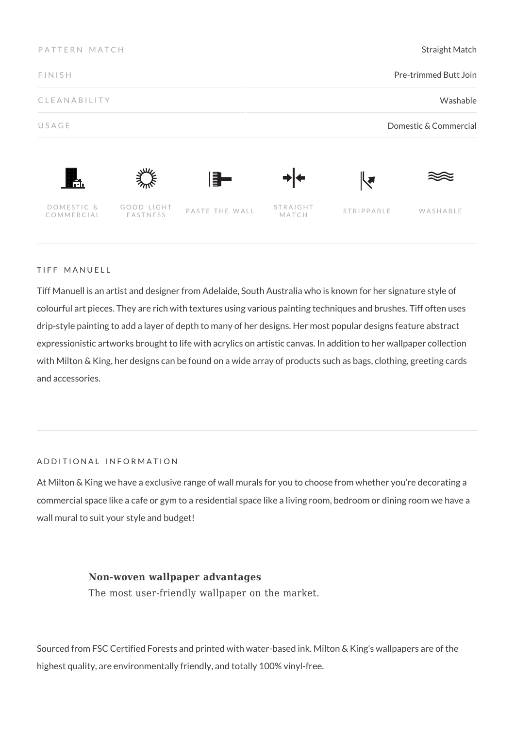| | |
|---|---|
| PATTERN MATCH | Straight Match |
| FINISH | Pre-trimmed Butt Join |
| CLEANABILITY | Washable |
| USAGE | Domestic & Commercial |

DOMESTIC & COMMERCIAL | GOOD LIGHT FASTNESS | PASTE THE WALL | STRAIGHT MATCH | STRIPPABLE | WASHABLE

## TIFF MANUELL

Tiff Manuell is an artist and designer from Adelaide, South Australia who is known for her signature style of colourful art pieces. They are rich with textures using various painting techniques and brushes. Tiff often uses drip-style painting to add a layer of depth to many of her designs. Her most popular designs feature abstract expressionistic artworks brought to life with acrylics on artistic canvas. In addition to her wallpaper collection with Milton & King, her designs can be found on a wide array of products such as bags, clothing, greeting cards and accessories.

## ADDITIONAL INFORMATION

At Milton & King we have a exclusive range of wall murals for you to choose from whether you're decorating a commercial space like a cafe or gym to a residential space like a living room, bedroom or dining room we have a wall mural to suit your style and budget!

**Non-woven wallpaper advantages**

The most user-friendly wallpaper on the market.

Sourced from FSC Certified Forests and printed with water-based ink. Milton & King's wallpapers are of the highest quality, are environmentally friendly, and totally 100% vinyl-free.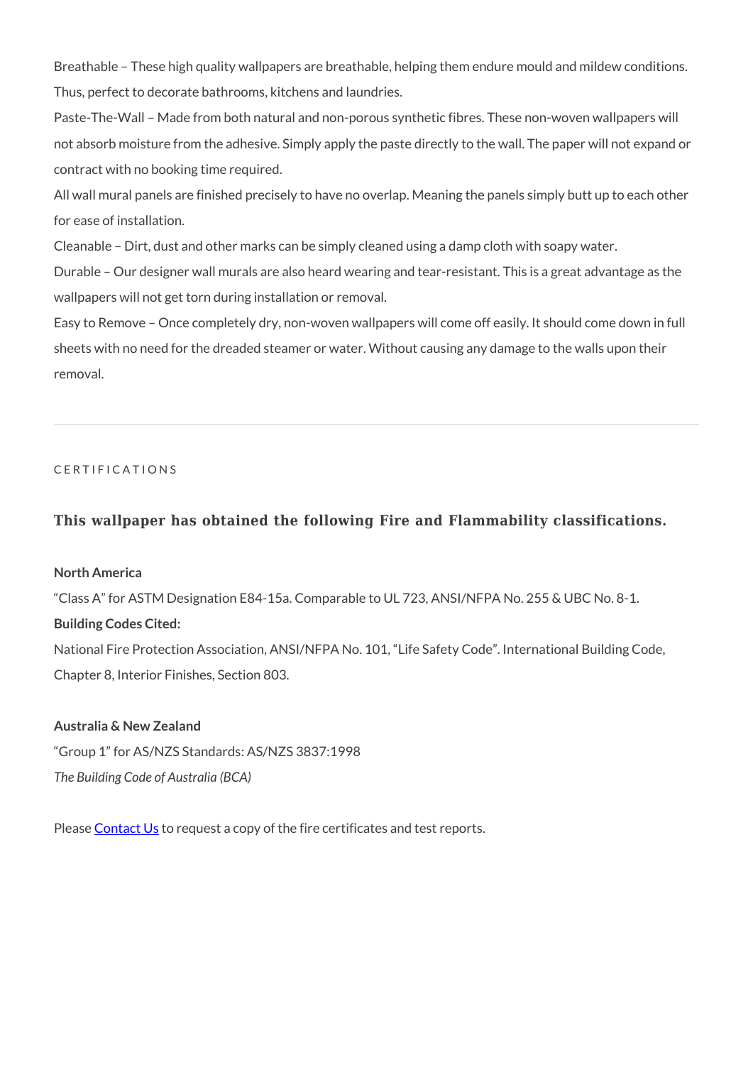Breathable – These high quality wallpapers are breathable, helping them endure mould and mildew conditions. Thus, perfect to decorate bathrooms, kitchens and laundries.

Paste-The-Wall – Made from both natural and non-porous synthetic fibres. These non-woven wallpapers will not absorb moisture from the adhesive. Simply apply the paste directly to the wall. The paper will not expand or contract with no booking time required.

All wall mural panels are finished precisely to have no overlap. Meaning the panels simply butt up to each other for ease of installation.

Cleanable – Dirt, dust and other marks can be simply cleaned using a damp cloth with soapy water.

Durable – Our designer wall murals are also heard wearing and tear-resistant. This is a great advantage as the wallpapers will not get torn during installation or removal.

Easy to Remove – Once completely dry, non-woven wallpapers will come off easily. It should come down in full sheets with no need for the dreaded steamer or water. Without causing any damage to the walls upon their removal.

---

CERTIFICATIONS

### This wallpaper has obtained the following Fire and Flammability classifications.

**North America**

“Class A” for ASTM Designation E84-15a. Comparable to UL 723, ANSI/NFPA No. 255 & UBC No. 8-1.

**Building Codes Cited:**

National Fire Protection Association, ANSI/NFPA No. 101, “Life Safety Code”. International Building Code, Chapter 8, Interior Finishes, Section 803.

**Australia & New Zealand**

“Group 1” for AS/NZS Standards: AS/NZS 3837:1998

*The Building Code of Australia (BCA)*

Please Contact Us to request a copy of the fire certificates and test reports.